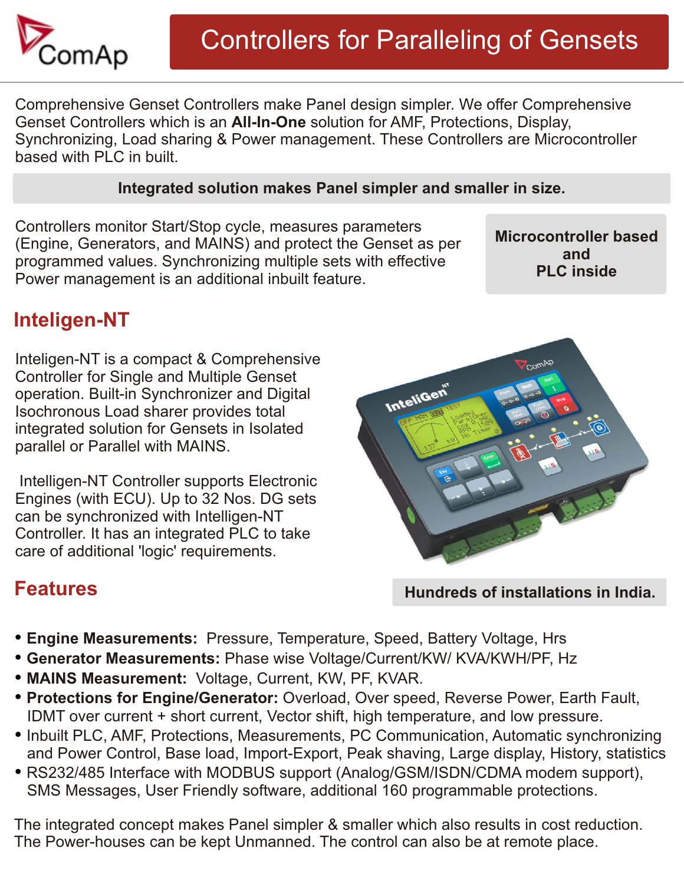# Controllers for Paralleling of Gensets

Comprehensive Genset Controllers make Panel design simpler. We offer Comprehensive Genset Controllers which is an **All-In-One** solution for AMF, Protections, Display, Synchronizing, Load sharing & Power management. These Controllers are Microcontroller based with PLC in built.

**Integrated solution makes Panel simpler and smaller in size.**

Controllers monitor Start/Stop cycle, measures parameters (Engine, Generators, and MAINS) and protect the Genset as per programmed values. Synchronizing multiple sets with effective Power management is an additional inbuilt feature.

**Microcontroller based and PLC inside**

## Inteligen-NT

Inteligen-NT is a compact & Comprehensive Controller for Single and Multiple Genset operation. Built-in Synchronizer and Digital Isochronous Load sharer provides total integrated solution for Gensets in Isolated parallel or Parallel with MAINS.

Intelligen-NT Controller supports Electronic Engines (with ECU). Up to 32 Nos. DG sets can be synchronized with Intelligen-NT Controller. It has an integrated PLC to take care of additional 'logic' requirements.

**Hundreds of installations in India.**

## Features

- **Engine Measurements:** Pressure, Temperature, Speed, Battery Voltage, Hrs
- **Generator Measurements:** Phase wise Voltage/Current/KW/ KVA/KWH/PF, Hz
- **MAINS Measurement:** Voltage, Current, KW, PF, KVAR.
- **Protections for Engine/Generator:** Overload, Over speed, Reverse Power, Earth Fault, IDMT over current + short current, Vector shift, high temperature, and low pressure.
- Inbuilt PLC, AMF, Protections, Measurements, PC Communication, Automatic synchronizing and Power Control, Base load, Import-Export, Peak shaving, Large display, History, statistics
- RS232/485 Interface with MODBUS support (Analog/GSM/ISDN/CDMA modem support), SMS Messages, User Friendly software, additional 160 programmable protections.

The integrated concept makes Panel simpler & smaller which also results in cost reduction. The Power-houses can be kept Unmanned. The control can also be at remote place.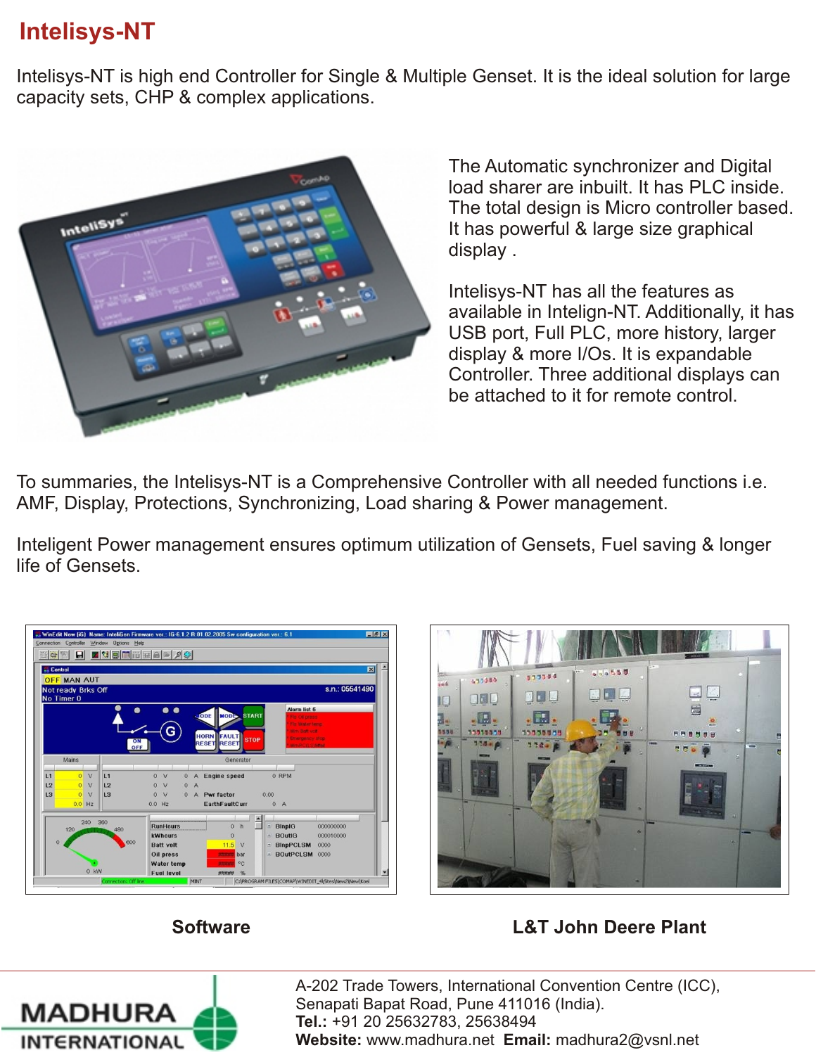# Intelisys-NT

Intelisys-NT is high end Controller for Single & Multiple Genset. It is the ideal solution for large capacity sets, CHP & complex applications.

The Automatic synchronizer and Digital load sharer are inbuilt. It has PLC inside. The total design is Micro controller based. It has powerful & large size graphical display .

Intelisys-NT has all the features as available in Inteligen-NT. Additionally, it has USB port, Full PLC, more history, larger display & more I/Os. It is expandable Controller. Three additional displays can be attached to it for remote control.

To summaries, the Intelisys-NT is a Comprehensive Controller with all needed functions i.e. AMF, Display, Protections, Synchronizing, Load sharing & Power management.

Inteligent Power management ensures optimum utilization of Gensets, Fuel saving & longer life of Gensets.

**Software**

**L&T John Deere Plant**

MADHURA INTERNATIONAL

A-202 Trade Towers, International Convention Centre (ICC), Senapati Bapat Road, Pune 411016 (India).
**Tel.:** +91 20 25632783, 25638494
**Website:** www.madhura.net **Email:** madhura2@vsnl.net